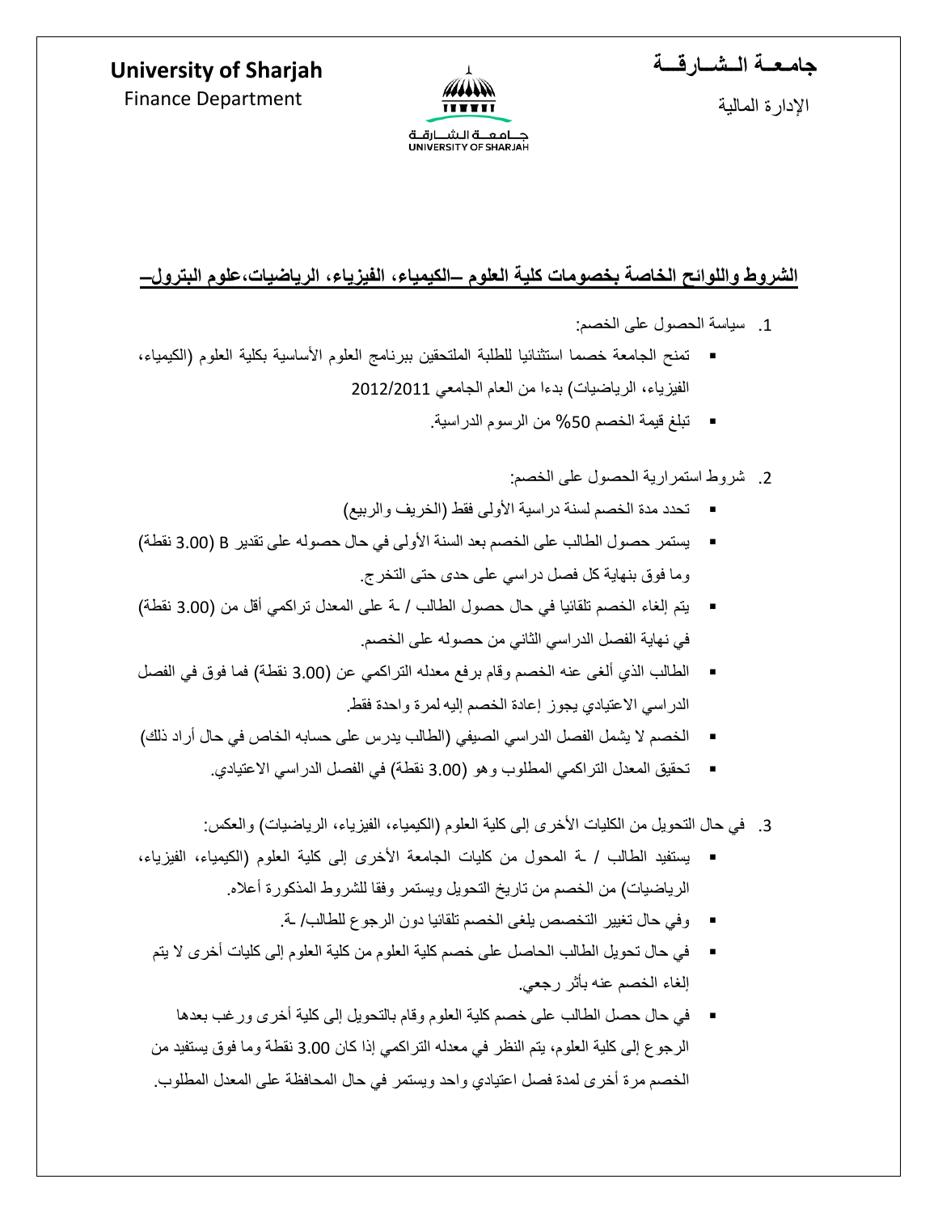**University of Sharjah**
Finance Department

**جامعــة الـشــارقــة**
الإدارة المالية

## الشروط واللوائح الخاصة بخصومات كلية العلوم –الكيمياء، الفيزياء، الرياضيات،علوم البترول–

1. سياسة الحصول على الخصم:

- تمنح الجامعة خصما استثنائيا للطلبة الملتحقين ببرنامج العلوم الأساسية بكلية العلوم (الكيمياء، الفيزياء، الرياضيات) بدءا من العام الجامعي 2012/2011
- تبلغ قيمة الخصم 50% من الرسوم الدراسية.

2. شروط استمرارية الحصول على الخصم:

- تحدد مدة الخصم لسنة دراسية الأولى فقط (الخريف والربيع)
- يستمر حصول الطالب على الخصم بعد السنة الأولى في حال حصوله على تقدير B (3.00 نقطة) وما فوق بنهاية كل فصل دراسي على حدى حتى التخرج.
- يتم إلغاء الخصم تلقائيا في حال حصول الطالب / ـة على المعدل تراكمي أقل من (3.00 نقطة) في نهاية الفصل الدراسي الثاني من حصوله على الخصم.
- الطالب الذي ألغى عنه الخصم وقام برفع معدله التراكمي عن (3.00 نقطة) فما فوق في الفصل الدراسي الاعتيادي يجوز إعادة الخصم إليه لمرة واحدة فقط.
- الخصم لا يشمل الفصل الدراسي الصيفي (الطالب يدرس على حسابه الخاص في حال أراد ذلك)
- تحقيق المعدل التراكمي المطلوب وهو (3.00 نقطة) في الفصل الدراسي الاعتيادي.

3. في حال التحويل من الكليات الأخرى إلى كلية العلوم (الكيمياء، الفيزياء، الرياضيات) والعكس:

- يستفيد الطالب / ـة المحول من كليات الجامعة الأخرى إلى كلية العلوم (الكيمياء، الفيزياء، الرياضيات) من الخصم من تاريخ التحويل ويستمر وفقا للشروط المذكورة أعلاه.
- وفي حال تغيير التخصص يلغى الخصم تلقائيا دون الرجوع للطالب/ ـة.
- في حال تحويل الطالب الحاصل على خصم كلية العلوم من كلية العلوم إلى كليات أخرى لا يتم إلغاء الخصم عنه بأثر رجعي.
- في حال حصل الطالب على خصم كلية العلوم وقام بالتحويل إلى كلية أخرى ورغب بعدها الرجوع إلى كلية العلوم، يتم النظر في معدله التراكمي إذا كان 3.00 نقطة وما فوق يستفيد من الخصم مرة أخرى لمدة فصل اعتيادي واحد ويستمر في حال المحافظة على المعدل المطلوب.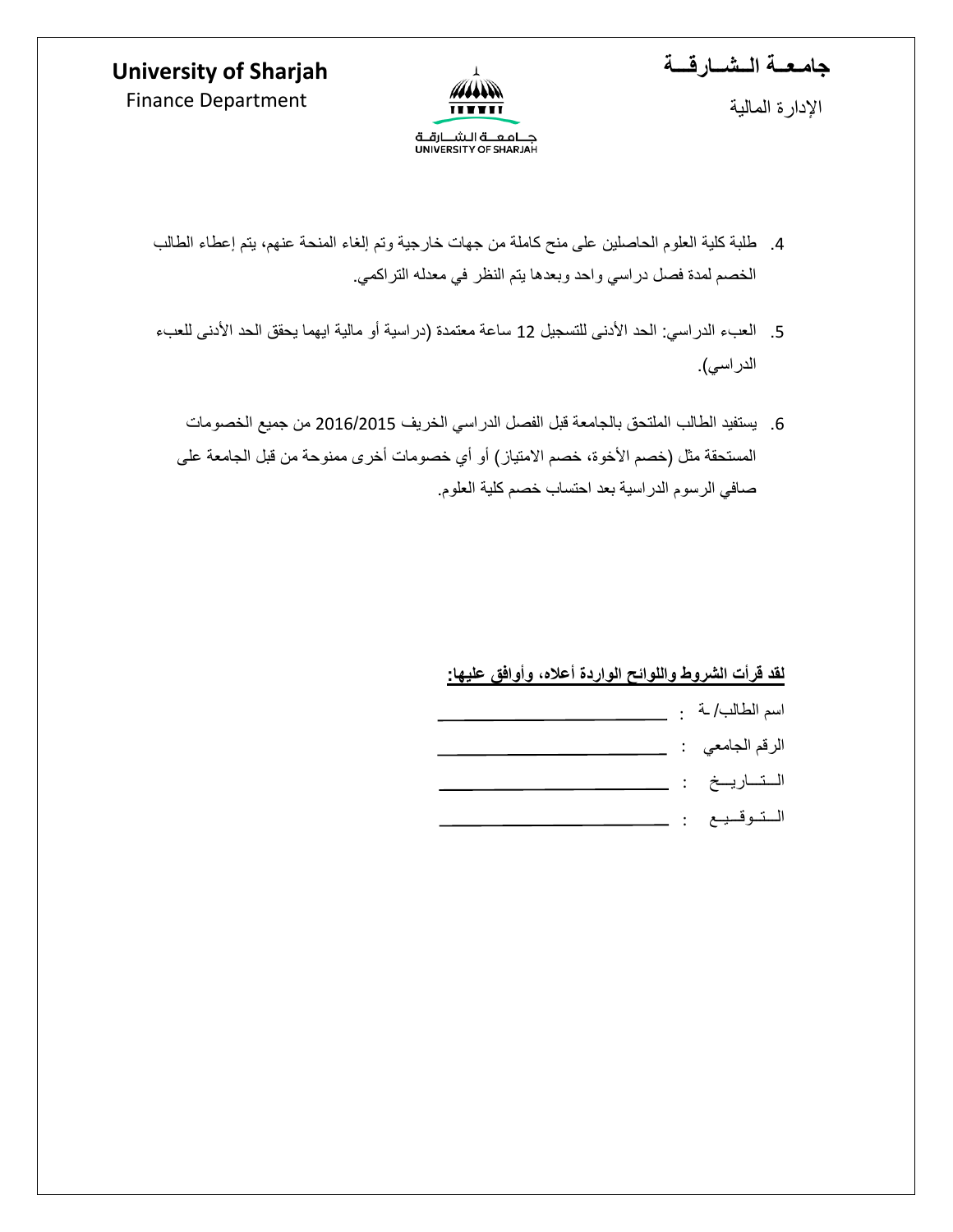4. طلبة كلية العلوم الحاصلين على منح كاملة من جهات خارجية وتم إلغاء المنحة عنهم، يتم إعطاء الطالب الخصم لمدة فصل دراسي واحد وبعدها يتم النظر في معدله التراكمي.

5. العبء الدراسي: الحد الأدنى للتسجيل 12 ساعة معتمدة (دراسية أو مالية ايهما يحقق الحد الأدنى للعبء الدراسي).

6. يستفيد الطالب الملتحق بالجامعة قبل الفصل الدراسي الخريف 2016/2015 من جميع الخصومات المستحقة مثل (خصم الأخوة، خصم الامتياز) أو أي خصومات أخرى ممنوحة من قبل الجامعة على صافي الرسوم الدراسية بعد احتساب خصم كلية العلوم.

**لقد قرأت الشروط واللوائح الواردة أعلاه، وأوافق عليها:**

اسم الطالب/ ـة : ______________________

الرقم الجامعي : ______________________

التـــاريـــخ : ______________________

التـوقــيــع : ______________________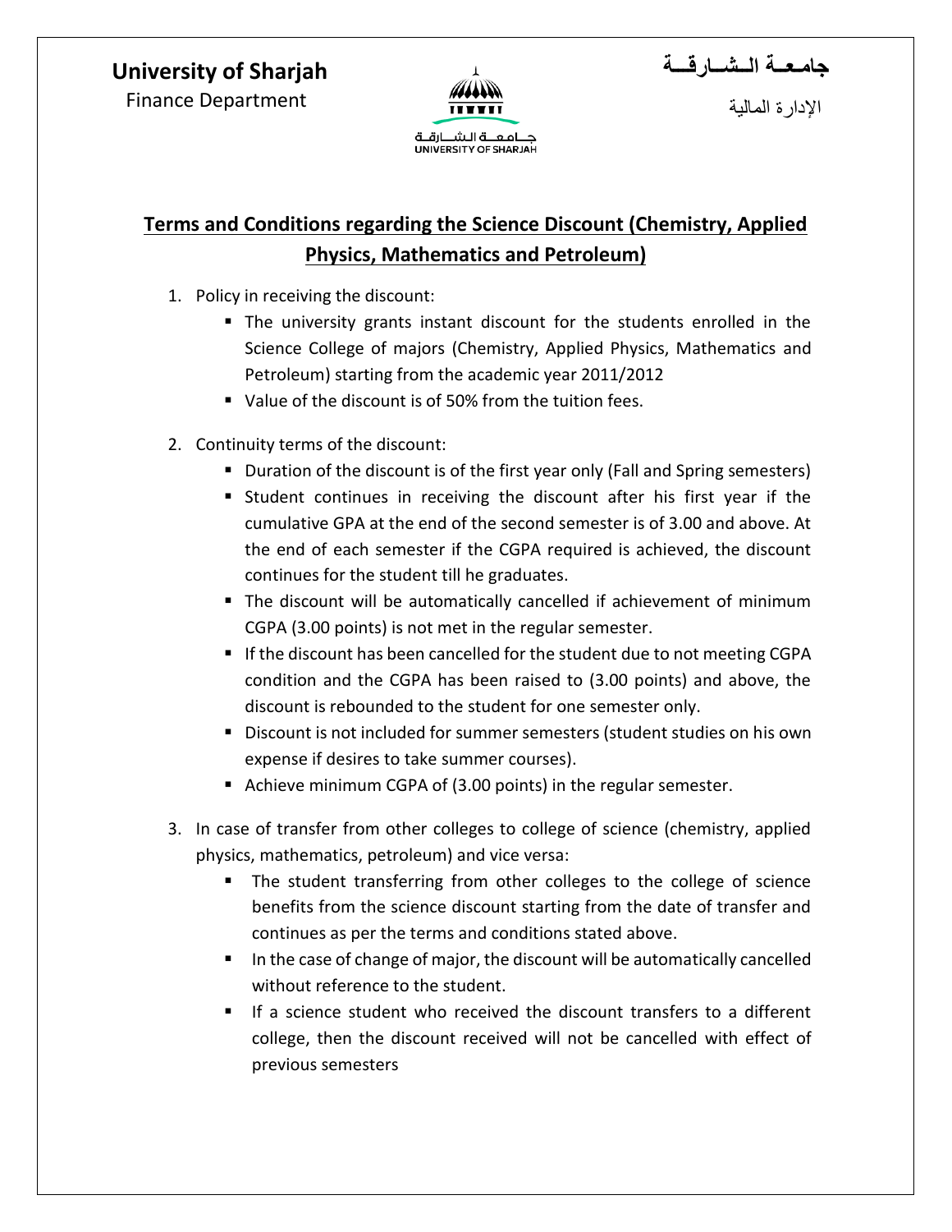**University of Sharjah**
Finance Department

**جامعـة الـشـارقــة**
الإدارة المالية

## Terms and Conditions regarding the Science Discount (Chemistry, Applied Physics, Mathematics and Petroleum)

1. Policy in receiving the discount:
   - The university grants instant discount for the students enrolled in the Science College of majors (Chemistry, Applied Physics, Mathematics and Petroleum) starting from the academic year 2011/2012
   - Value of the discount is of 50% from the tuition fees.

2. Continuity terms of the discount:
   - Duration of the discount is of the first year only (Fall and Spring semesters)
   - Student continues in receiving the discount after his first year if the cumulative GPA at the end of the second semester is of 3.00 and above. At the end of each semester if the CGPA required is achieved, the discount continues for the student till he graduates.
   - The discount will be automatically cancelled if achievement of minimum CGPA (3.00 points) is not met in the regular semester.
   - If the discount has been cancelled for the student due to not meeting CGPA condition and the CGPA has been raised to (3.00 points) and above, the discount is rebounded to the student for one semester only.
   - Discount is not included for summer semesters (student studies on his own expense if desires to take summer courses).
   - Achieve minimum CGPA of (3.00 points) in the regular semester.

3. In case of transfer from other colleges to college of science (chemistry, applied physics, mathematics, petroleum) and vice versa:
   - The student transferring from other colleges to the college of science benefits from the science discount starting from the date of transfer and continues as per the terms and conditions stated above.
   - In the case of change of major, the discount will be automatically cancelled without reference to the student.
   - If a science student who received the discount transfers to a different college, then the discount received will not be cancelled with effect of previous semesters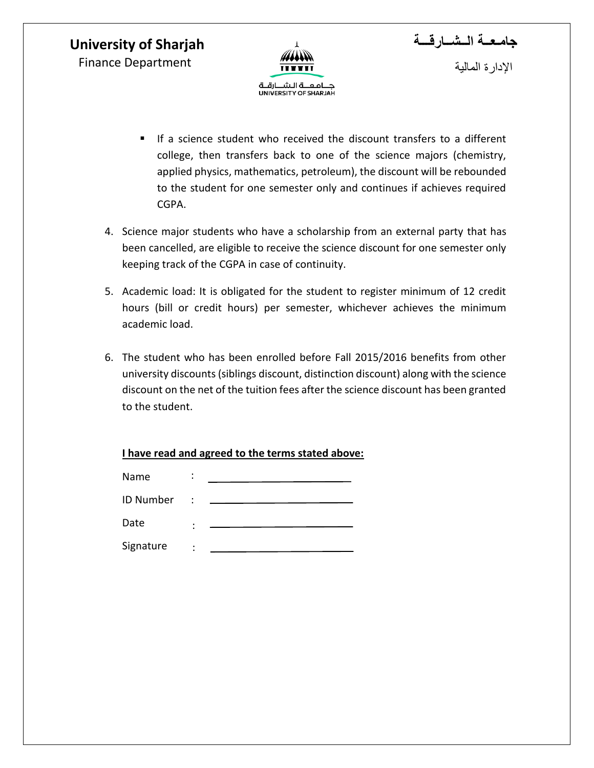- If a science student who received the discount transfers to a different college, then transfers back to one of the science majors (chemistry, applied physics, mathematics, petroleum), the discount will be rebounded to the student for one semester only and continues if achieves required CGPA.

4. Science major students who have a scholarship from an external party that has been cancelled, are eligible to receive the science discount for one semester only keeping track of the CGPA in case of continuity.

5. Academic load: It is obligated for the student to register minimum of 12 credit hours (bill or credit hours) per semester, whichever achieves the minimum academic load.

6. The student who has been enrolled before Fall 2015/2016 benefits from other university discounts (siblings discount, distinction discount) along with the science discount on the net of the tuition fees after the science discount has been granted to the student.

**<u>I have read and agreed to the terms stated above:</u>**

Name : ______________________________

ID Number : ______________________________

Date : ______________________________

Signature : ______________________________